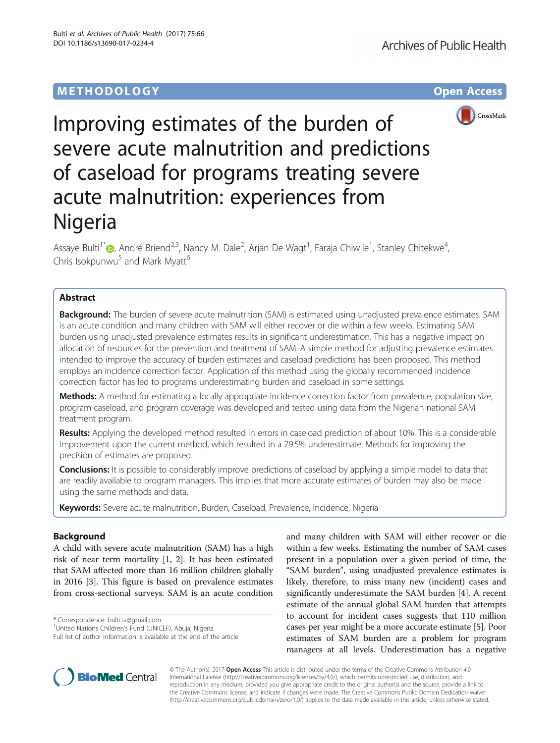METHODOLOGY

Open Access

# Improving estimates of the burden of severe acute malnutrition and predictions of caseload for programs treating severe acute malnutrition: experiences from Nigeria

Assaye Bulti[1*], André Briend[2,3], Nancy M. Dale[2], Arjan De Wagt[1], Faraja Chiwile[1], Stanley Chitekwe[4], Chris Isokpunwu[5] and Mark Myatt[6]

## Abstract

**Background:** The burden of severe acute malnutrition (SAM) is estimated using unadjusted prevalence estimates. SAM is an acute condition and many children with SAM will either recover or die within a few weeks. Estimating SAM burden using unadjusted prevalence estimates results in significant underestimation. This has a negative impact on allocation of resources for the prevention and treatment of SAM. A simple method for adjusting prevalence estimates intended to improve the accuracy of burden estimates and caseload predictions has been proposed. This method employs an incidence correction factor. Application of this method using the globally recommended incidence correction factor has led to programs underestimating burden and caseload in some settings.

**Methods:** A method for estimating a locally appropriate incidence correction factor from prevalence, population size, program caseload, and program coverage was developed and tested using data from the Nigerian national SAM treatment program.

**Results:** Applying the developed method resulted in errors in caseload prediction of about 10%. This is a considerable improvement upon the current method, which resulted in a 79.5% underestimate. Methods for improving the precision of estimates are proposed.

**Conclusions:** It is possible to considerably improve predictions of caseload by applying a simple model to data that are readily available to program managers. This implies that more accurate estimates of burden may also be made using the same methods and data.

**Keywords:** Severe acute malnutrition, Burden, Caseload, Prevalence, Incidence, Nigeria

## Background

A child with severe acute malnutrition (SAM) has a high risk of near term mortality [1, 2]. It has been estimated that SAM affected more than 16 million children globally in 2016 [3]. This figure is based on prevalence estimates from cross-sectional surveys. SAM is an acute condition and many children with SAM will either recover or die within a few weeks. Estimating the number of SAM cases present in a population over a given period of time, the "SAM burden", using unadjusted prevalence estimates is likely, therefore, to miss many new (incident) cases and significantly underestimate the SAM burden [4]. A recent estimate of the annual global SAM burden that attempts to account for incident cases suggests that 110 million cases per year might be a more accurate estimate [5]. Poor estimates of SAM burden are a problem for program managers at all levels. Underestimation has a negative

\* Correspondence: bulti.ta@gmail.com
[1]United Nations Children's Fund (UNICEF), Abuja, Nigeria
Full list of author information is available at the end of the article

© The Author(s). 2017 **Open Access** This article is distributed under the terms of the Creative Commons Attribution 4.0 International License (http://creativecommons.org/licenses/by/4.0/), which permits unrestricted use, distribution, and reproduction in any medium, provided you give appropriate credit to the original author(s) and the source, provide a link to the Creative Commons license, and indicate if changes were made. The Creative Commons Public Domain Dedication waiver (http://creativecommons.org/publicdomain/zero/1.0/) applies to the data made available in this article, unless otherwise stated.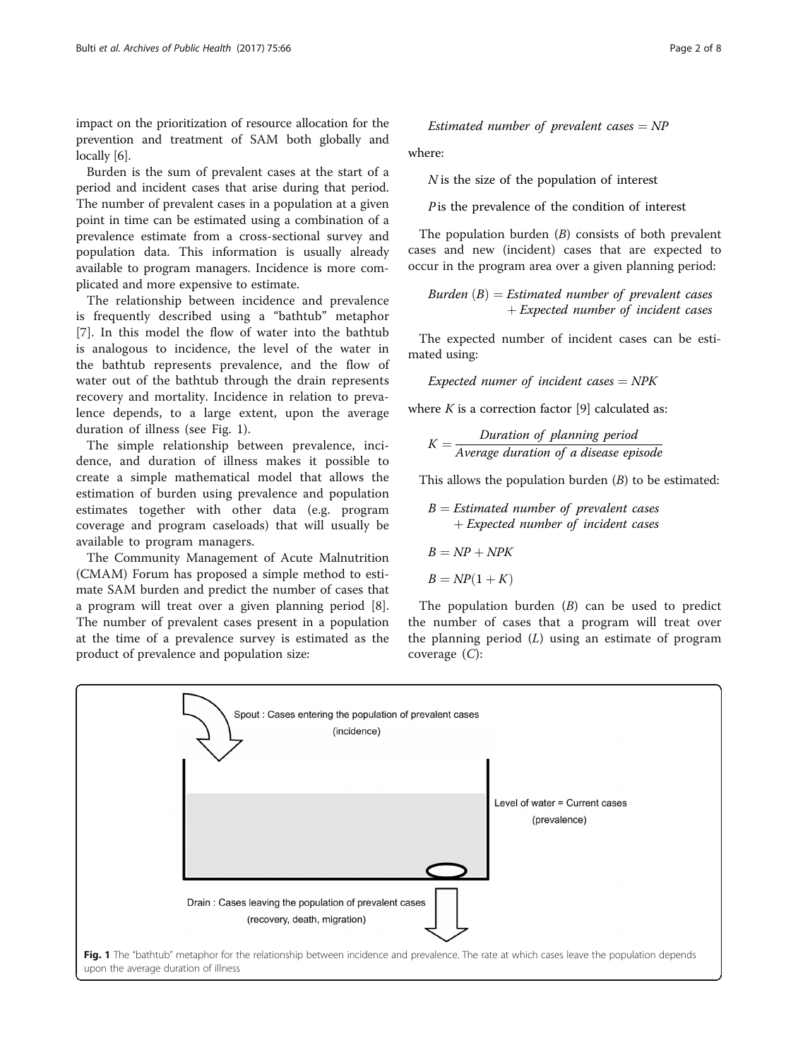impact on the prioritization of resource allocation for the prevention and treatment of SAM both globally and locally [6].

Burden is the sum of prevalent cases at the start of a period and incident cases that arise during that period. The number of prevalent cases in a population at a given point in time can be estimated using a combination of a prevalence estimate from a cross-sectional survey and population data. This information is usually already available to program managers. Incidence is more complicated and more expensive to estimate.

The relationship between incidence and prevalence is frequently described using a "bathtub" metaphor [7]. In this model the flow of water into the bathtub is analogous to incidence, the level of the water in the bathtub represents prevalence, and the flow of water out of the bathtub through the drain represents recovery and mortality. Incidence in relation to prevalence depends, to a large extent, upon the average duration of illness (see Fig. 1).

The simple relationship between prevalence, incidence, and duration of illness makes it possible to create a simple mathematical model that allows the estimation of burden using prevalence and population estimates together with other data (e.g. program coverage and program caseloads) that will usually be available to program managers.

The Community Management of Acute Malnutrition (CMAM) Forum has proposed a simple method to estimate SAM burden and predict the number of cases that a program will treat over a given planning period [8]. The number of prevalent cases present in a population at the time of a prevalence survey is estimated as the product of prevalence and population size:

$$\text{Estimated number of prevalent cases} = NP$$

where:

$N$ is the size of the population of interest

$P$ is the prevalence of the condition of interest

The population burden ($B$) consists of both prevalent cases and new (incident) cases that are expected to occur in the program area over a given planning period:

$$\text{Burden } (B) = \text{Estimated number of prevalent cases} + \text{Expected number of incident cases}$$

The expected number of incident cases can be estimated using:

$$\text{Expected numer of incident cases} = NPK$$

where $K$ is a correction factor [9] calculated as:

$$K = \frac{\text{Duration of planning period}}{\text{Average duration of a disease episode}}$$

This allows the population burden ($B$) to be estimated:

$$B = \text{Estimated number of prevalent cases} + \text{Expected number of incident cases}$$

$$B = NP + NPK$$

$$B = NP(1 + K)$$

The population burden ($B$) can be used to predict the number of cases that a program will treat over the planning period ($L$) using an estimate of program coverage ($C$):

Spout : Cases entering the population of prevalent cases (incidence)

Level of water = Current cases (prevalence)

Drain : Cases leaving the population of prevalent cases (recovery, death, migration)

**Fig. 1** The "bathtub" metaphor for the relationship between incidence and prevalence. The rate at which cases leave the population depends upon the average duration of illness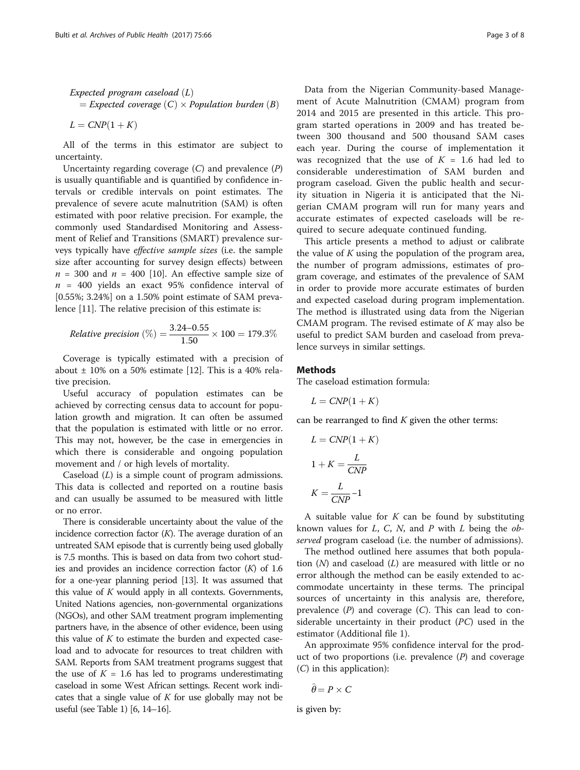*Expected program caseload* ($L$) $=$ *Expected coverage* ($C$) $\times$ *Population burden* ($B$)

$$L = CNP(1 + K)$$

All of the terms in this estimator are subject to uncertainty.

Uncertainty regarding coverage ($C$) and prevalence ($P$) is usually quantifiable and is quantified by confidence intervals or credible intervals on point estimates. The prevalence of severe acute malnutrition (SAM) is often estimated with poor relative precision. For example, the commonly used Standardised Monitoring and Assessment of Relief and Transitions (SMART) prevalence surveys typically have *effective sample sizes* (i.e. the sample size after accounting for survey design effects) between $n = 300$ and $n = 400$ [10]. An effective sample size of $n = 400$ yields an exact 95% confidence interval of [0.55%; 3.24%] on a 1.50% point estimate of SAM prevalence [11]. The relative precision of this estimate is:

$$\textit{Relative precision}\ (\%) = \frac{3.24 - 0.55}{1.50} \times 100 = 179.3\%$$

Coverage is typically estimated with a precision of about ± 10% on a 50% estimate [12]. This is a 40% relative precision.

Useful accuracy of population estimates can be achieved by correcting census data to account for population growth and migration. It can often be assumed that the population is estimated with little or no error. This may not, however, be the case in emergencies in which there is considerable and ongoing population movement and / or high levels of mortality.

Caseload ($L$) is a simple count of program admissions. This data is collected and reported on a routine basis and can usually be assumed to be measured with little or no error.

There is considerable uncertainty about the value of the incidence correction factor ($K$). The average duration of an untreated SAM episode that is currently being used globally is 7.5 months. This is based on data from two cohort studies and provides an incidence correction factor ($K$) of 1.6 for a one-year planning period [13]. It was assumed that this value of $K$ would apply in all contexts. Governments, United Nations agencies, non-governmental organizations (NGOs), and other SAM treatment program implementing partners have, in the absence of other evidence, been using this value of $K$ to estimate the burden and expected caseload and to advocate for resources to treat children with SAM. Reports from SAM treatment programs suggest that the use of $K = 1.6$ has led to programs underestimating caseload in some West African settings. Recent work indicates that a single value of $K$ for use globally may not be useful (see Table 1) [6, 14–16].

Data from the Nigerian Community-based Management of Acute Malnutrition (CMAM) program from 2014 and 2015 are presented in this article. This program started operations in 2009 and has treated between 300 thousand and 500 thousand SAM cases each year. During the course of implementation it was recognized that the use of $K = 1.6$ had led to considerable underestimation of SAM burden and program caseload. Given the public health and security situation in Nigeria it is anticipated that the Nigerian CMAM program will run for many years and accurate estimates of expected caseloads will be required to secure adequate continued funding.

This article presents a method to adjust or calibrate the value of $K$ using the population of the program area, the number of program admissions, estimates of program coverage, and estimates of the prevalence of SAM in order to provide more accurate estimates of burden and expected caseload during program implementation. The method is illustrated using data from the Nigerian CMAM program. The revised estimate of $K$ may also be useful to predict SAM burden and caseload from prevalence surveys in similar settings.

## Methods

The caseload estimation formula:

$$L = CNP(1 + K)$$

can be rearranged to find $K$ given the other terms:

$$L = CNP(1 + K)$$

$$1 + K = \frac{L}{CNP}$$

$$K = \frac{L}{CNP} - 1$$

A suitable value for $K$ can be found by substituting known values for $L$, $C$, $N$, and $P$ with $L$ being the *observed* program caseload (i.e. the number of admissions).

The method outlined here assumes that both population ($N$) and caseload ($L$) are measured with little or no error although the method can be easily extended to accommodate uncertainty in these terms. The principal sources of uncertainty in this analysis are, therefore, prevalence ($P$) and coverage ($C$). This can lead to considerable uncertainty in their product ($PC$) used in the estimator (Additional file 1).

An approximate 95% confidence interval for the product of two proportions (i.e. prevalence ($P$) and coverage ($C$) in this application):

$$\hat{\theta} = P \times C$$

is given by: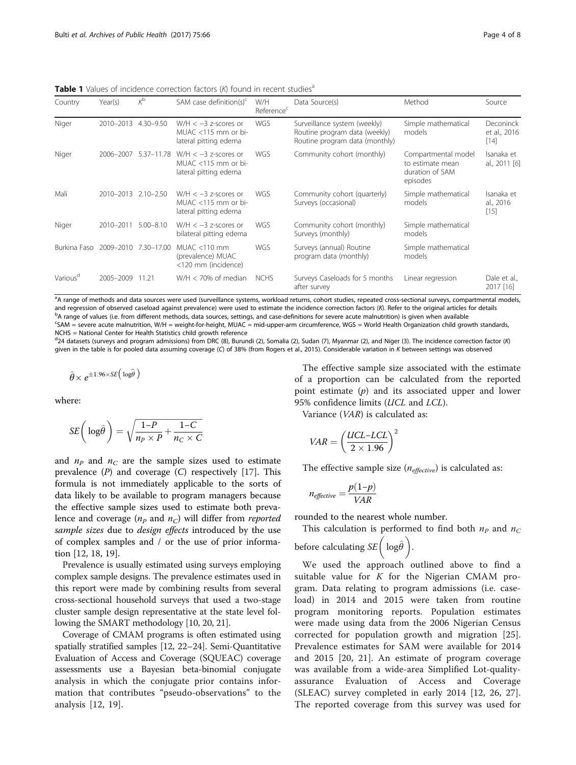**Table 1** Values of incidence correction factors (*K*) found in recent studies[a]

| Country | Year(s) | *K*[b] | SAM case definition(s)[c] | W/H Reference[c] | Data Source(s) | Method | Source |
|---|---|---|---|---|---|---|---|
| Niger | 2010–2013 | 4.30–9.50 | W/H < −3 z-scores or MUAC <115 mm or bi-lateral pitting edema | WGS | Surveillance system (weekly) Routine program data (weekly) Routine program data (monthly) | Simple mathematical models | Deconinck et al., 2016 [14] |
| Niger | 2006–2007 | 5.37–11.78 | W/H < −3 z-scores or MUAC <115 mm or bi-lateral pitting edema | WGS | Community cohort (monthly) | Compartmental model to estimate mean duration of SAM episodes | Isanaka et al., 2011 [6] |
| Mali | 2010–2013 | 2.10–2.50 | W/H < −3 z-scores or MUAC <115 mm or bi-lateral pitting edema | WGS | Community cohort (quarterly) Surveys (occasional) | Simple mathematical models | Isanaka et al., 2016 [15] |
| Niger | 2010–2011 | 5.00–8.10 | W/H < −3 z-scores or bilateral pitting edema | WGS | Community cohort (monthly) Surveys (monthly) | Simple mathematical models | |
| Burkina Faso | 2009–2010 | 7.30–17.00 | MUAC <110 mm (prevalence) MUAC <120 mm (incidence) | WGS | Surveys (annual) Routine program data (monthly) | Simple mathematical models | |
| Various[d] | 2005–2009 | 11.21 | W/H < 70% of median | NCHS | Surveys Caseloads for 5 months after survey | Linear regression | Dale et al., 2017 [16] |

[a]A range of methods and data sources were used (surveillance systems, workload returns, cohort studies, repeated cross-sectional surveys, compartmental models, and regression of observed caseload against prevalence) were used to estimate the incidence correction factors (*K*). Refer to the original articles for details
[b]A range of values (i.e. from different methods, data sources, settings, and case-definitions for severe acute malnutrition) is given when available
[c]SAM = severe acute malnutrition, W/H = weight-for-height, MUAC = mid-upper-arm circumference, WGS = World Health Organization child growth standards, NCHS = National Center for Health Statistics child growth reference
[d]24 datasets (surveys and program admissions) from DRC (8), Burundi (2), Somalia (2), Sudan (7), Myanmar (2), and Niger (3). The incidence correction factor (*K*) given in the table is for pooled data assuming coverage (*C*) of 38% (from Rogers et al., 2015). Considerable variation in *K* between settings was observed

$$\hat{\theta} \times e^{\pm 1.96 \times SE\left(\log\hat{\theta}\right)}$$

where:

$$SE\left(\log\hat{\theta}\right) = \sqrt{\frac{1-P}{n_P \times P} + \frac{1-C}{n_C \times C}}$$

and $n_P$ and $n_C$ are the sample sizes used to estimate prevalence ($P$) and coverage ($C$) respectively [17]. This formula is not immediately applicable to the sorts of data likely to be available to program managers because the effective sample sizes used to estimate both prevalence and coverage ($n_P$ and $n_C$) will differ from *reported sample sizes* due to *design effects* introduced by the use of complex samples and / or the use of prior information [12, 18, 19].

Prevalence is usually estimated using surveys employing complex sample designs. The prevalence estimates used in this report were made by combining results from several cross-sectional household surveys that used a two-stage cluster sample design representative at the state level following the SMART methodology [10, 20, 21].

Coverage of CMAM programs is often estimated using spatially stratified samples [12, 22–24]. Semi-Quantitative Evaluation of Access and Coverage (SQUEAC) coverage assessments use a Bayesian beta-binomial conjugate analysis in which the conjugate prior contains information that contributes "pseudo-observations" to the analysis [12, 19].

The effective sample size associated with the estimate of a proportion can be calculated from the reported point estimate ($p$) and its associated upper and lower 95% confidence limits (*UCL* and *LCL*).

Variance (*VAR*) is calculated as:

$$VAR = \left(\frac{UCL - LCL}{2 \times 1.96}\right)^2$$

The effective sample size ($n_{effective}$) is calculated as:

$$n_{effective} = \frac{p(1-p)}{VAR}$$

rounded to the nearest whole number.

This calculation is performed to find both $n_P$ and $n_C$ before calculating $SE\left(\log\hat{\theta}\right)$.

We used the approach outlined above to find a suitable value for $K$ for the Nigerian CMAM program. Data relating to program admissions (i.e. caseload) in 2014 and 2015 were taken from routine program monitoring reports. Population estimates were made using data from the 2006 Nigerian Census corrected for population growth and migration [25]. Prevalence estimates for SAM were available for 2014 and 2015 [20, 21]. An estimate of program coverage was available from a wide-area Simplified Lot-quality-assurance Evaluation of Access and Coverage (SLEAC) survey completed in early 2014 [12, 26, 27]. The reported coverage from this survey was used for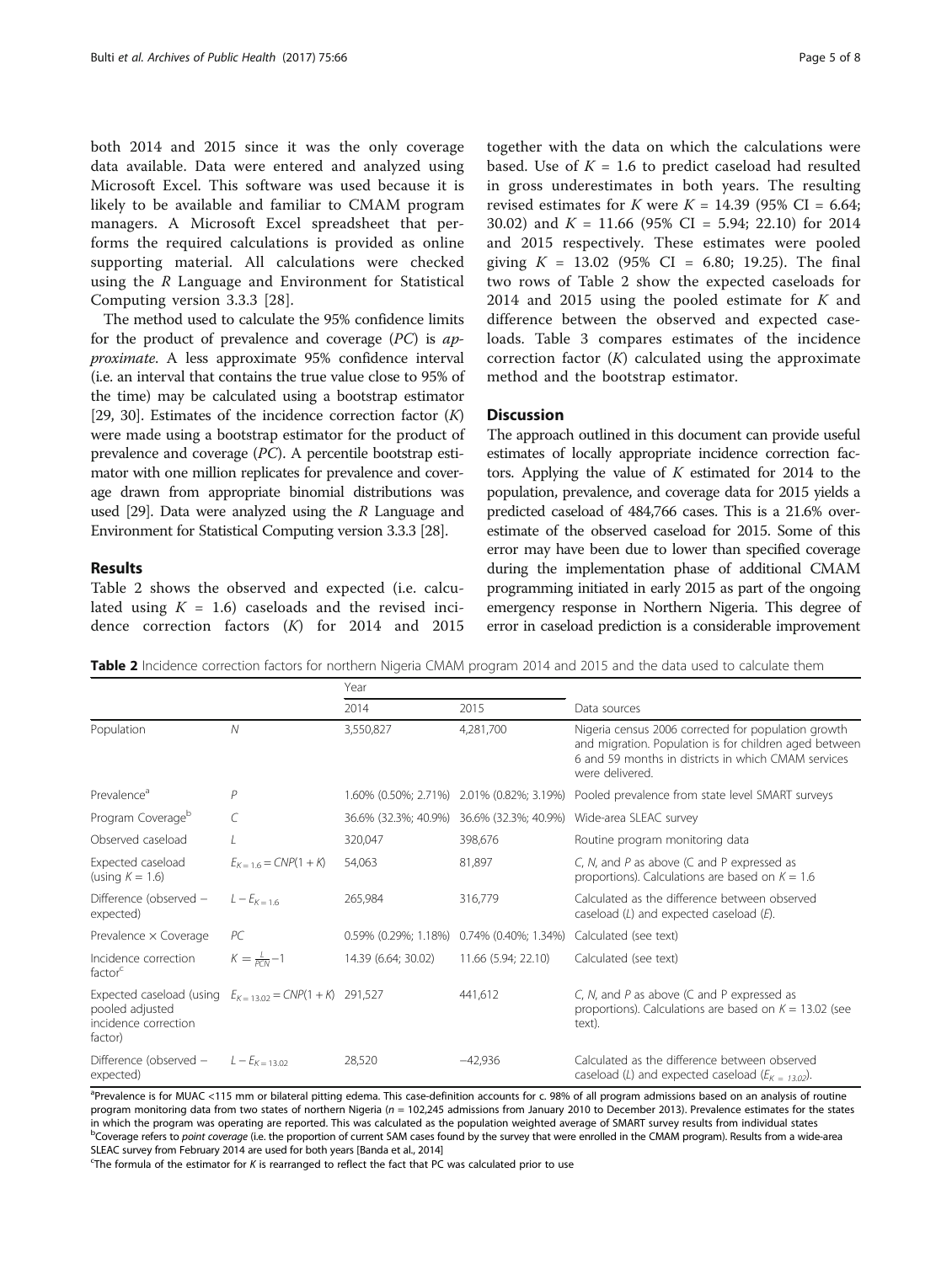both 2014 and 2015 since it was the only coverage data available. Data were entered and analyzed using Microsoft Excel. This software was used because it is likely to be available and familiar to CMAM program managers. A Microsoft Excel spreadsheet that performs the required calculations is provided as online supporting material. All calculations were checked using the *R* Language and Environment for Statistical Computing version 3.3.3 [28].

The method used to calculate the 95% confidence limits for the product of prevalence and coverage (*PC*) is *approximate*. A less approximate 95% confidence interval (i.e. an interval that contains the true value close to 95% of the time) may be calculated using a bootstrap estimator [29, 30]. Estimates of the incidence correction factor ($K$) were made using a bootstrap estimator for the product of prevalence and coverage (*PC*). A percentile bootstrap estimator with one million replicates for prevalence and coverage drawn from appropriate binomial distributions was used [29]. Data were analyzed using the *R* Language and Environment for Statistical Computing version 3.3.3 [28].

## Results

Table 2 shows the observed and expected (i.e. calculated using $K = 1.6$) caseloads and the revised incidence correction factors ($K$) for 2014 and 2015 together with the data on which the calculations were based. Use of $K = 1.6$ to predict caseload had resulted in gross underestimates in both years. The resulting revised estimates for $K$ were $K = 14.39$ (95% CI = 6.64; 30.02) and $K = 11.66$ (95% CI = 5.94; 22.10) for 2014 and 2015 respectively. These estimates were pooled giving $K = 13.02$ (95% CI = 6.80; 19.25). The final two rows of Table 2 show the expected caseloads for 2014 and 2015 using the pooled estimate for $K$ and difference between the observed and expected caseloads. Table 3 compares estimates of the incidence correction factor ($K$) calculated using the approximate method and the bootstrap estimator.

## Discussion

The approach outlined in this document can provide useful estimates of locally appropriate incidence correction factors. Applying the value of $K$ estimated for 2014 to the population, prevalence, and coverage data for 2015 yields a predicted caseload of 484,766 cases. This is a 21.6% overestimate of the observed caseload for 2015. Some of this error may have been due to lower than specified coverage during the implementation phase of additional CMAM programming initiated in early 2015 as part of the ongoing emergency response in Northern Nigeria. This degree of error in caseload prediction is a considerable improvement

**Table 2** Incidence correction factors for northern Nigeria CMAM program 2014 and 2015 and the data used to calculate them

| | | Year | | Data sources |
|---|---|---|---|---|
| | | 2014 | 2015 | |
| Population | $N$ | 3,550,827 | 4,281,700 | Nigeria census 2006 corrected for population growth and migration. Population is for children aged between 6 and 59 months in districts in which CMAM services were delivered. |
| Prevalence[a] | $P$ | 1.60% (0.50%; 2.71%) | 2.01% (0.82%; 3.19%) | Pooled prevalence from state level SMART surveys |
| Program Coverage[b] | $C$ | 36.6% (32.3%; 40.9%) | 36.6% (32.3%; 40.9%) | Wide-area SLEAC survey |
| Observed caseload | $L$ | 320,047 | 398,676 | Routine program monitoring data |
| Expected caseload (using $K = 1.6$) | $E_{K=1.6} = CNP(1+K)$ | 54,063 | 81,897 | $C$, $N$, and $P$ as above ($C$ and $P$ expressed as proportions). Calculations are based on $K = 1.6$ |
| Difference (observed – expected) | $L - E_{K=1.6}$ | 265,984 | 316,779 | Calculated as the difference between observed caseload ($L$) and expected caseload ($E$). |
| Prevalence × Coverage | $PC$ | 0.59% (0.29%; 1.18%) | 0.74% (0.40%; 1.34%) | Calculated (see text) |
| Incidence correction factor[c] | $K = \frac{L}{PCN} - 1$ | 14.39 (6.64; 30.02) | 11.66 (5.94; 22.10) | Calculated (see text) |
| Expected caseload (using pooled adjusted incidence correction factor) | $E_{K=13.02} = CNP(1+K)$ | 291,527 | 441,612 | $C$, $N$, and $P$ as above ($C$ and $P$ expressed as proportions). Calculations are based on $K = 13.02$ (see text). |
| Difference (observed – expected) | $L - E_{K=13.02}$ | 28,520 | −42,936 | Calculated as the difference between observed caseload ($L$) and expected caseload ($E_{K=13.02}$). |

[a]Prevalence is for MUAC <115 mm or bilateral pitting edema. This case-definition accounts for c. 98% of all program admissions based on an analysis of routine program monitoring data from two states of northern Nigeria ($n$ = 102,245 admissions from January 2010 to December 2013). Prevalence estimates for the states in which the program was operating are reported. This was calculated as the population weighted average of SMART survey results from individual states
[b]Coverage refers to *point coverage* (i.e. the proportion of current SAM cases found by the survey that were enrolled in the CMAM program). Results from a wide-area SLEAC survey from February 2014 are used for both years [Banda et al., 2014]
[c]The formula of the estimator for $K$ is rearranged to reflect the fact that PC was calculated prior to use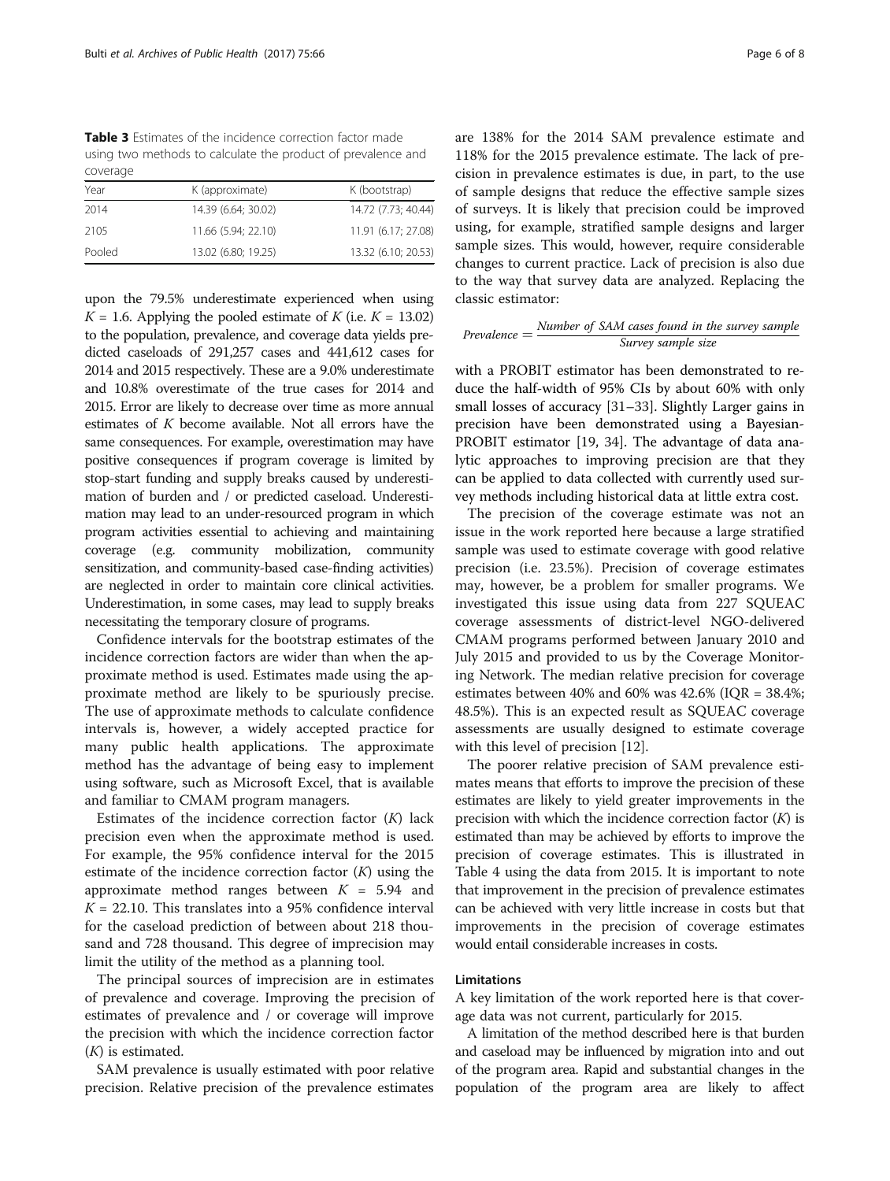**Table 3** Estimates of the incidence correction factor made using two methods to calculate the product of prevalence and coverage

| Year | K (approximate) | K (bootstrap) |
|---|---|---|
| 2014 | 14.39 (6.64; 30.02) | 14.72 (7.73; 40.44) |
| 2105 | 11.66 (5.94; 22.10) | 11.91 (6.17; 27.08) |
| Pooled | 13.02 (6.80; 19.25) | 13.32 (6.10; 20.53) |

upon the 79.5% underestimate experienced when using $K = 1.6$. Applying the pooled estimate of $K$ (i.e. $K = 13.02$) to the population, prevalence, and coverage data yields predicted caseloads of 291,257 cases and 441,612 cases for 2014 and 2015 respectively. These are a 9.0% underestimate and 10.8% overestimate of the true cases for 2014 and 2015. Error are likely to decrease over time as more annual estimates of $K$ become available. Not all errors have the same consequences. For example, overestimation may have positive consequences if program coverage is limited by stop-start funding and supply breaks caused by underestimation of burden and / or predicted caseload. Underestimation may lead to an under-resourced program in which program activities essential to achieving and maintaining coverage (e.g. community mobilization, community sensitization, and community-based case-finding activities) are neglected in order to maintain core clinical activities. Underestimation, in some cases, may lead to supply breaks necessitating the temporary closure of programs.

Confidence intervals for the bootstrap estimates of the incidence correction factors are wider than when the approximate method is used. Estimates made using the approximate method are likely to be spuriously precise. The use of approximate methods to calculate confidence intervals is, however, a widely accepted practice for many public health applications. The approximate method has the advantage of being easy to implement using software, such as Microsoft Excel, that is available and familiar to CMAM program managers.

Estimates of the incidence correction factor ($K$) lack precision even when the approximate method is used. For example, the 95% confidence interval for the 2015 estimate of the incidence correction factor ($K$) using the approximate method ranges between $K = 5.94$ and $K = 22.10$. This translates into a 95% confidence interval for the caseload prediction of between about 218 thousand and 728 thousand. This degree of imprecision may limit the utility of the method as a planning tool.

The principal sources of imprecision are in estimates of prevalence and coverage. Improving the precision of estimates of prevalence and / or coverage will improve the precision with which the incidence correction factor ($K$) is estimated.

SAM prevalence is usually estimated with poor relative precision. Relative precision of the prevalence estimates are 138% for the 2014 SAM prevalence estimate and 118% for the 2015 prevalence estimate. The lack of precision in prevalence estimates is due, in part, to the use of sample designs that reduce the effective sample sizes of surveys. It is likely that precision could be improved using, for example, stratified sample designs and larger sample sizes. This would, however, require considerable changes to current practice. Lack of precision is also due to the way that survey data are analyzed. Replacing the classic estimator:

$$Prevalence = \frac{Number\ of\ SAM\ cases\ found\ in\ the\ survey\ sample}{Survey\ sample\ size}$$

with a PROBIT estimator has been demonstrated to reduce the half-width of 95% CIs by about 60% with only small losses of accuracy [31–33]. Slightly Larger gains in precision have been demonstrated using a Bayesian-PROBIT estimator [19, 34]. The advantage of data analytic approaches to improving precision are that they can be applied to data collected with currently used survey methods including historical data at little extra cost.

The precision of the coverage estimate was not an issue in the work reported here because a large stratified sample was used to estimate coverage with good relative precision (i.e. 23.5%). Precision of coverage estimates may, however, be a problem for smaller programs. We investigated this issue using data from 227 SQUEAC coverage assessments of district-level NGO-delivered CMAM programs performed between January 2010 and July 2015 and provided to us by the Coverage Monitoring Network. The median relative precision for coverage estimates between 40% and 60% was 42.6% (IQR = 38.4%; 48.5%). This is an expected result as SQUEAC coverage assessments are usually designed to estimate coverage with this level of precision [12].

The poorer relative precision of SAM prevalence estimates means that efforts to improve the precision of these estimates are likely to yield greater improvements in the precision with which the incidence correction factor ($K$) is estimated than may be achieved by efforts to improve the precision of coverage estimates. This is illustrated in Table 4 using the data from 2015. It is important to note that improvement in the precision of prevalence estimates can be achieved with very little increase in costs but that improvements in the precision of coverage estimates would entail considerable increases in costs.

### Limitations

A key limitation of the work reported here is that coverage data was not current, particularly for 2015.

A limitation of the method described here is that burden and caseload may be influenced by migration into and out of the program area. Rapid and substantial changes in the population of the program area are likely to affect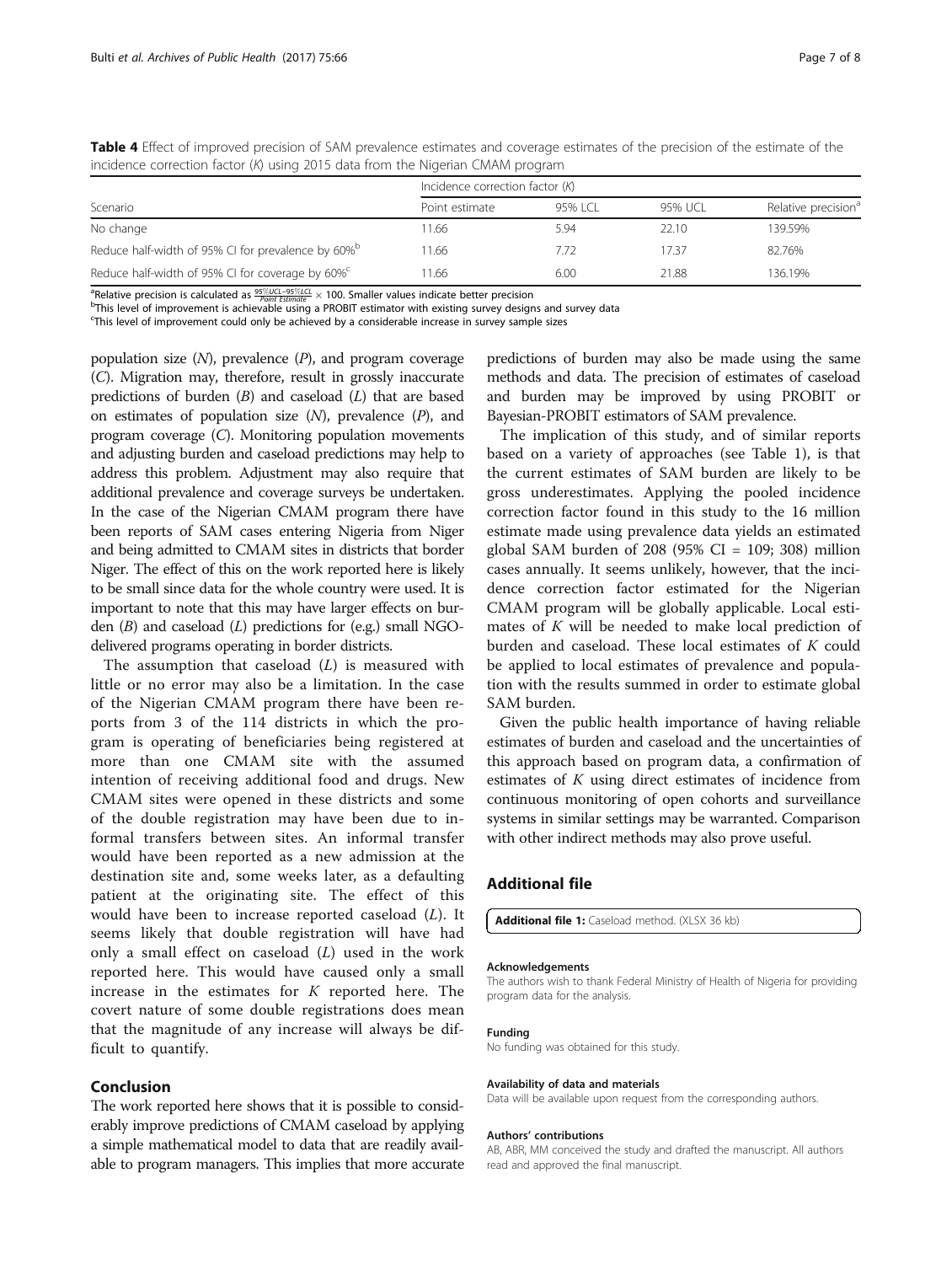**Table 4** Effect of improved precision of SAM prevalence estimates and coverage estimates of the precision of the estimate of the incidence correction factor ($K$) using 2015 data from the Nigerian CMAM program

| Scenario | Incidence correction factor ($K$) | | | |
|---|---|---|---|---|
| | Point estimate | 95% LCL | 95% UCL | Relative precision[a] |
| No change | 11.66 | 5.94 | 22.10 | 139.59% |
| Reduce half-width of 95% CI for prevalence by 60%[b] | 11.66 | 7.72 | 17.37 | 82.76% |
| Reduce half-width of 95% CI for coverage by 60%[c] | 11.66 | 6.00 | 21.88 | 136.19% |

[a]Relative precision is calculated as $\frac{95\%UCL - 95\%LCL}{Point\ Estimate} \times 100$. Smaller values indicate better precision
[b]This level of improvement is achievable using a PROBIT estimator with existing survey designs and survey data
[c]This level of improvement could only be achieved by a considerable increase in survey sample sizes

population size ($N$), prevalence ($P$), and program coverage ($C$). Migration may, therefore, result in grossly inaccurate predictions of burden ($B$) and caseload ($L$) that are based on estimates of population size ($N$), prevalence ($P$), and program coverage ($C$). Monitoring population movements and adjusting burden and caseload predictions may help to address this problem. Adjustment may also require that additional prevalence and coverage surveys be undertaken. In the case of the Nigerian CMAM program there have been reports of SAM cases entering Nigeria from Niger and being admitted to CMAM sites in districts that border Niger. The effect of this on the work reported here is likely to be small since data for the whole country were used. It is important to note that this may have larger effects on burden ($B$) and caseload ($L$) predictions for (e.g.) small NGO-delivered programs operating in border districts.

The assumption that caseload ($L$) is measured with little or no error may also be a limitation. In the case of the Nigerian CMAM program there have been reports from 3 of the 114 districts in which the program is operating of beneficiaries being registered at more than one CMAM site with the assumed intention of receiving additional food and drugs. New CMAM sites were opened in these districts and some of the double registration may have been due to informal transfers between sites. An informal transfer would have been reported as a new admission at the destination site and, some weeks later, as a defaulting patient at the originating site. The effect of this would have been to increase reported caseload ($L$). It seems likely that double registration will have had only a small effect on caseload ($L$) used in the work reported here. This would have caused only a small increase in the estimates for $K$ reported here. The covert nature of some double registrations does mean that the magnitude of any increase will always be difficult to quantify.

## Conclusion

The work reported here shows that it is possible to considerably improve predictions of CMAM caseload by applying a simple mathematical model to data that are readily available to program managers. This implies that more accurate predictions of burden may also be made using the same methods and data. The precision of estimates of caseload and burden may be improved by using PROBIT or Bayesian-PROBIT estimators of SAM prevalence.

The implication of this study, and of similar reports based on a variety of approaches (see Table 1), is that the current estimates of SAM burden are likely to be gross underestimates. Applying the pooled incidence correction factor found in this study to the 16 million estimate made using prevalence data yields an estimated global SAM burden of 208 (95% CI = 109; 308) million cases annually. It seems unlikely, however, that the incidence correction factor estimated for the Nigerian CMAM program will be globally applicable. Local estimates of $K$ will be needed to make local prediction of burden and caseload. These local estimates of $K$ could be applied to local estimates of prevalence and population with the results summed in order to estimate global SAM burden.

Given the public health importance of having reliable estimates of burden and caseload and the uncertainties of this approach based on program data, a confirmation of estimates of $K$ using direct estimates of incidence from continuous monitoring of open cohorts and surveillance systems in similar settings may be warranted. Comparison with other indirect methods may also prove useful.

## Additional file

**Additional file 1:** Caseload method. (XLSX 36 kb)

#### Acknowledgements

The authors wish to thank Federal Ministry of Health of Nigeria for providing program data for the analysis.

#### Funding

No funding was obtained for this study.

#### Availability of data and materials

Data will be available upon request from the corresponding authors.

#### Authors' contributions

AB, ABR, MM conceived the study and drafted the manuscript. All authors read and approved the final manuscript.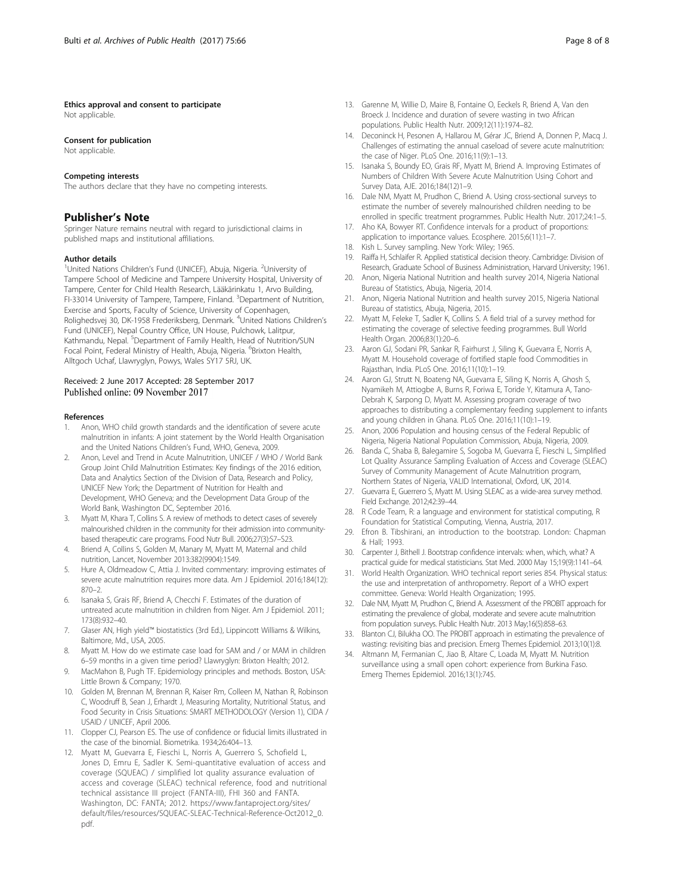#### Ethics approval and consent to participate
Not applicable.

#### Consent for publication
Not applicable.

#### Competing interests
The authors declare that they have no competing interests.

## Publisher's Note

Springer Nature remains neutral with regard to jurisdictional claims in published maps and institutional affiliations.

#### Author details

[1]United Nations Children's Fund (UNICEF), Abuja, Nigeria. [2]University of Tampere School of Medicine and Tampere University Hospital, University of Tampere, Center for Child Health Research, Lääkärinkatu 1, Arvo Building, FI-33014 University of Tampere, Tampere, Finland. [3]Department of Nutrition, Exercise and Sports, Faculty of Science, University of Copenhagen, Rolighedsvej 30, DK-1958 Frederiksberg, Denmark. [4]United Nations Children's Fund (UNICEF), Nepal Country Office, UN House, Pulchowk, Lalitpur, Kathmandu, Nepal. [5]Department of Family Health, Head of Nutrition/SUN Focal Point, Federal Ministry of Health, Abuja, Nigeria. [6]Brixton Health, Alltgoch Uchaf, Llawryglyn, Powys, Wales SY17 5RJ, UK.

Received: 2 June 2017 Accepted: 28 September 2017
Published online: 09 November 2017

#### References

1. Anon, WHO child growth standards and the identification of severe acute malnutrition in infants: A joint statement by the World Health Organisation and the United Nations Children's Fund, WHO, Geneva, 2009.
2. Anon, Level and Trend in Acute Malnutrition, UNICEF / WHO / World Bank Group Joint Child Malnutrition Estimates: Key findings of the 2016 edition, Data and Analytics Section of the Division of Data, Research and Policy, UNICEF New York; the Department of Nutrition for Health and Development, WHO Geneva; and the Development Data Group of the World Bank, Washington DC, September 2016.
3. Myatt M, Khara T, Collins S. A review of methods to detect cases of severely malnourished children in the community for their admission into community-based therapeutic care programs. Food Nutr Bull. 2006;27(3):S7–S23.
4. Briend A, Collins S, Golden M, Manary M, Myatt M, Maternal and child nutrition, Lancet, November 2013:382(9904):1549.
5. Hure A, Oldmeadow C, Attia J. Invited commentary: improving estimates of severe acute malnutrition requires more data. Am J Epidemiol. 2016;184(12): 870–2.
6. Isanaka S, Grais RF, Briend A, Checchi F. Estimates of the duration of untreated acute malnutrition in children from Niger. Am J Epidemiol. 2011; 173(8):932–40.
7. Glaser AN, High yield™ biostatistics (3rd Ed.), Lippincott Williams & Wilkins, Baltimore, Md., USA, 2005.
8. Myatt M. How do we estimate case load for SAM and / or MAM in children 6–59 months in a given time period? Llawryglyn: Brixton Health; 2012.
9. MacMahon B, Pugh TF. Epidemiology principles and methods. Boston, USA: Little Brown & Company; 1970.
10. Golden M, Brennan M, Brennan R, Kaiser Rm, Colleen M, Nathan R, Robinson C, Woodruff B, Sean J, Erhardt J, Measuring Mortality, Nutritional Status, and Food Security in Crisis Situations: SMART METHODOLOGY (Version 1), CIDA / USAID / UNICEF, April 2006.
11. Clopper CJ, Pearson ES. The use of confidence or fiducial limits illustrated in the case of the binomial. Biometrika. 1934;26:404–13.
12. Myatt M, Guevarra E, Fieschi L, Norris A, Guerrero S, Schofield L, Jones D, Emru E, Sadler K. Semi-quantitative evaluation of access and coverage (SQUEAC) / simplified lot quality assurance evaluation of access and coverage (SLEAC) technical reference, food and nutritional technical assistance III project (FANTA-III), FHI 360 and FANTA. Washington, DC: FANTA; 2012. https://www.fantaproject.org/sites/default/files/resources/SQUEAC-SLEAC-Technical-Reference-Oct2012_0.pdf.
13. Garenne M, Willie D, Maire B, Fontaine O, Eeckels R, Briend A, Van den Broeck J. Incidence and duration of severe wasting in two African populations. Public Health Nutr. 2009;12(11):1974–82.
14. Deconinck H, Pesonen A, Hallarou M, Gérar JC, Briend A, Donnen P, Macq J. Challenges of estimating the annual caseload of severe acute malnutrition: the case of Niger. PLoS One. 2016;11(9):1–13.
15. Isanaka S, Boundy EO, Grais RF, Myatt M, Briend A. Improving Estimates of Numbers of Children With Severe Acute Malnutrition Using Cohort and Survey Data, AJE. 2016;184(12)1–9.
16. Dale NM, Myatt M, Prudhon C, Briend A. Using cross-sectional surveys to estimate the number of severely malnourished children needing to be enrolled in specific treatment programmes. Public Health Nutr. 2017;24:1–5.
17. Aho KA, Bowyer RT. Confidence intervals for a product of proportions: application to importance values. Ecosphere. 2015;6(11):1–7.
18. Kish L. Survey sampling. New York: Wiley; 1965.
19. Raiffa H, Schlaifer R. Applied statistical decision theory. Cambridge: Division of Research, Graduate School of Business Administration, Harvard University; 1961.
20. Anon, Nigeria National Nutrition and health survey 2014, Nigeria National Bureau of Statistics, Abuja, Nigeria, 2014.
21. Anon, Nigeria National Nutrition and health survey 2015, Nigeria National Bureau of statistics, Abuja, Nigeria, 2015.
22. Myatt M, Feleke T, Sadler K, Collins S. A field trial of a survey method for estimating the coverage of selective feeding programmes. Bull World Health Organ. 2006;83(1):20–6.
23. Aaron GJ, Sodani PR, Sankar R, Fairhurst J, Siling K, Guevarra E, Norris A, Myatt M. Household coverage of fortified staple food Commodities in Rajasthan, India. PLoS One. 2016;11(10):1–19.
24. Aaron GJ, Strutt N, Boateng NA, Guevarra E, Siling K, Norris A, Ghosh S, Nyamikeh M, Attiogbe A, Burns R, Foriwa E, Toride Y, Kitamura A, Tano-Debrah K, Sarpong D, Myatt M. Assessing program coverage of two approaches to distributing a complementary feeding supplement to infants and young children in Ghana. PLoS One. 2016;11(10):1–19.
25. Anon, 2006 Population and housing census of the Federal Republic of Nigeria, Nigeria National Population Commission, Abuja, Nigeria, 2009.
26. Banda C, Shaba B, Balegamire S, Sogoba M, Guevarra E, Fieschi L, Simplified Lot Quality Assurance Sampling Evaluation of Access and Coverage (SLEAC) Survey of Community Management of Acute Malnutrition program, Northern States of Nigeria, VALID International, Oxford, UK, 2014.
27. Guevarra E, Guerrero S, Myatt M. Using SLEAC as a wide-area survey method. Field Exchange. 2012;42:39–44.
28. R Code Team, R: a language and environment for statistical computing, R Foundation for Statistical Computing, Vienna, Austria, 2017.
29. Efron B. Tibshirani, an introduction to the bootstrap. London: Chapman & Hall; 1993.
30. Carpenter J, Bithell J. Bootstrap confidence intervals: when, which, what? A practical guide for medical statisticians. Stat Med. 2000 May 15;19(9):1141–64.
31. World Health Organization. WHO technical report series 854. Physical status: the use and interpretation of anthropometry. Report of a WHO expert committee. Geneva: World Health Organization; 1995.
32. Dale NM, Myatt M, Prudhon C, Briend A. Assessment of the PROBIT approach for estimating the prevalence of global, moderate and severe acute malnutrition from population surveys. Public Health Nutr. 2013 May;16(5):858–63.
33. Blanton CJ, Bilukha OO. The PROBIT approach in estimating the prevalence of wasting: revisiting bias and precision. Emerg Themes Epidemiol. 2013;10(1):8.
34. Altmann M, Fermanian C, Jiao B, Altare C, Loada M, Myatt M. Nutrition surveillance using a small open cohort: experience from Burkina Faso. Emerg Themes Epidemiol. 2016;13(1):745.